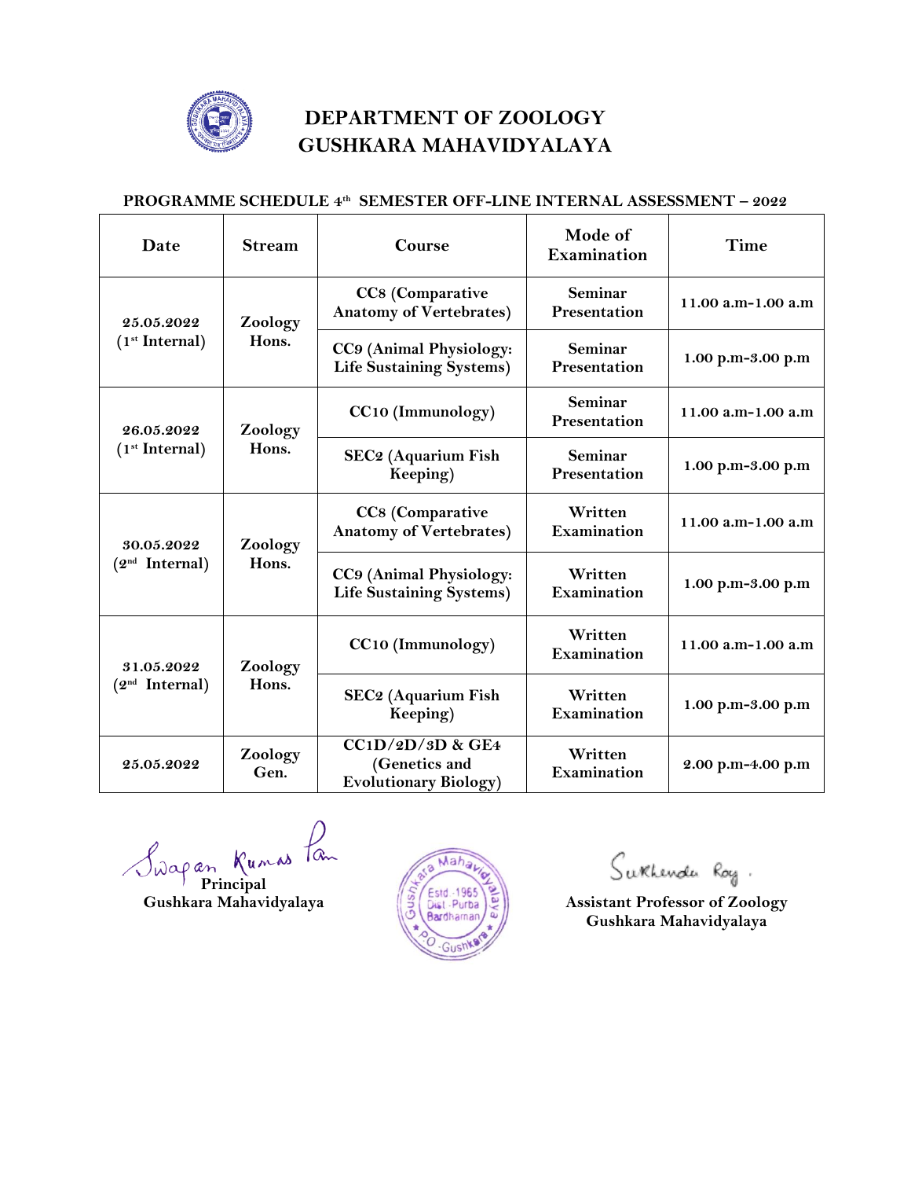# DEPARTMENT OF ZOOLOGY
# GUSHKARA MAHAVIDYALAYA

**PROGRAMME SCHEDULE 4th SEMESTER OFF-LINE INTERNAL ASSESSMENT – 2022**

| Date | Stream | Course | Mode of Examination | Time |
|---|---|---|---|---|
| 25.05.2022 (1st Internal) | Zoology Hons. | CC8 (Comparative Anatomy of Vertebrates) | Seminar Presentation | 11.00 a.m-1.00 a.m |
| | | CC9 (Animal Physiology: Life Sustaining Systems) | Seminar Presentation | 1.00 p.m-3.00 p.m |
| 26.05.2022 (1st Internal) | Zoology Hons. | CC10 (Immunology) | Seminar Presentation | 11.00 a.m-1.00 a.m |
| | | SEC2 (Aquarium Fish Keeping) | Seminar Presentation | 1.00 p.m-3.00 p.m |
| 30.05.2022 (2nd Internal) | Zoology Hons. | CC8 (Comparative Anatomy of Vertebrates) | Written Examination | 11.00 a.m-1.00 a.m |
| | | CC9 (Animal Physiology: Life Sustaining Systems) | Written Examination | 1.00 p.m-3.00 p.m |
| 31.05.2022 (2nd Internal) | Zoology Hons. | CC10 (Immunology) | Written Examination | 11.00 a.m-1.00 a.m |
| | | SEC2 (Aquarium Fish Keeping) | Written Examination | 1.00 p.m-3.00 p.m |
| 25.05.2022 | Zoology Gen. | CC1D/2D/3D & GE4 (Genetics and Evolutionary Biology) | Written Examination | 2.00 p.m-4.00 p.m |

Swapan Kumar Pan
**Principal**
**Gushkara Mahavidyalaya**

Gushkara Mahavidyalaya, Estd.-1965, Dist.-Purba Bardhaman, P.O.-Gushkara

Sukhendu Roy
**Assistant Professor of Zoology**
**Gushkara Mahavidyalaya**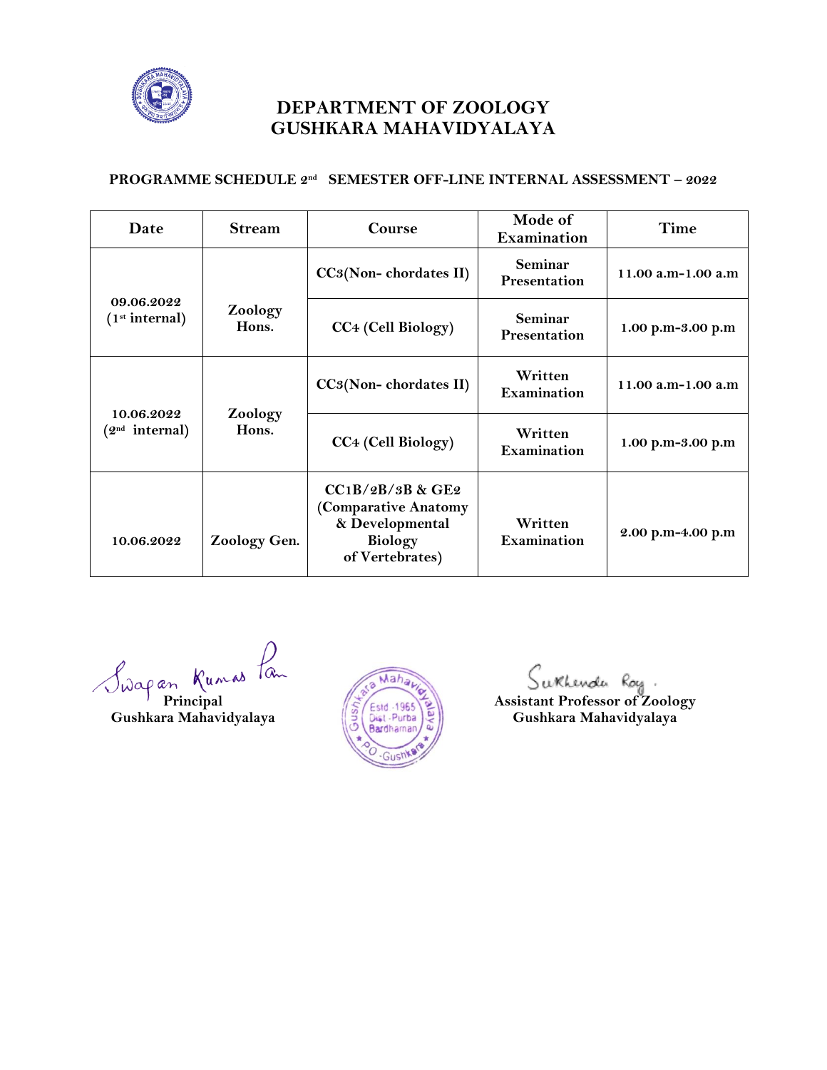# DEPARTMENT OF ZOOLOGY
# GUSHKARA MAHAVIDYALAYA

**PROGRAMME SCHEDULE 2nd SEMESTER OFF-LINE INTERNAL ASSESSMENT – 2022**

| Date | Stream | Course | Mode of Examination | Time |
|---|---|---|---|---|
| 09.06.2022 (1st internal) | Zoology Hons. | CC3(Non- chordates II) | Seminar Presentation | 11.00 a.m-1.00 a.m |
| | | CC4 (Cell Biology) | Seminar Presentation | 1.00 p.m-3.00 p.m |
| 10.06.2022 (2nd internal) | Zoology Hons. | CC3(Non- chordates II) | Written Examination | 11.00 a.m-1.00 a.m |
| | | CC4 (Cell Biology) | Written Examination | 1.00 p.m-3.00 p.m |
| 10.06.2022 | Zoology Gen. | CC1B/2B/3B & GE2 (Comparative Anatomy & Developmental Biology of Vertebrates) | Written Examination | 2.00 p.m-4.00 p.m |

Swapan Kumar Pan
**Principal**
**Gushkara Mahavidyalaya**

Gushkara Mahavidyalaya
Estd -1965
Dist -Purba Bardhaman
P.O -Gushkara

Sukhendu Roy
**Assistant Professor of Zoology**
**Gushkara Mahavidyalaya**